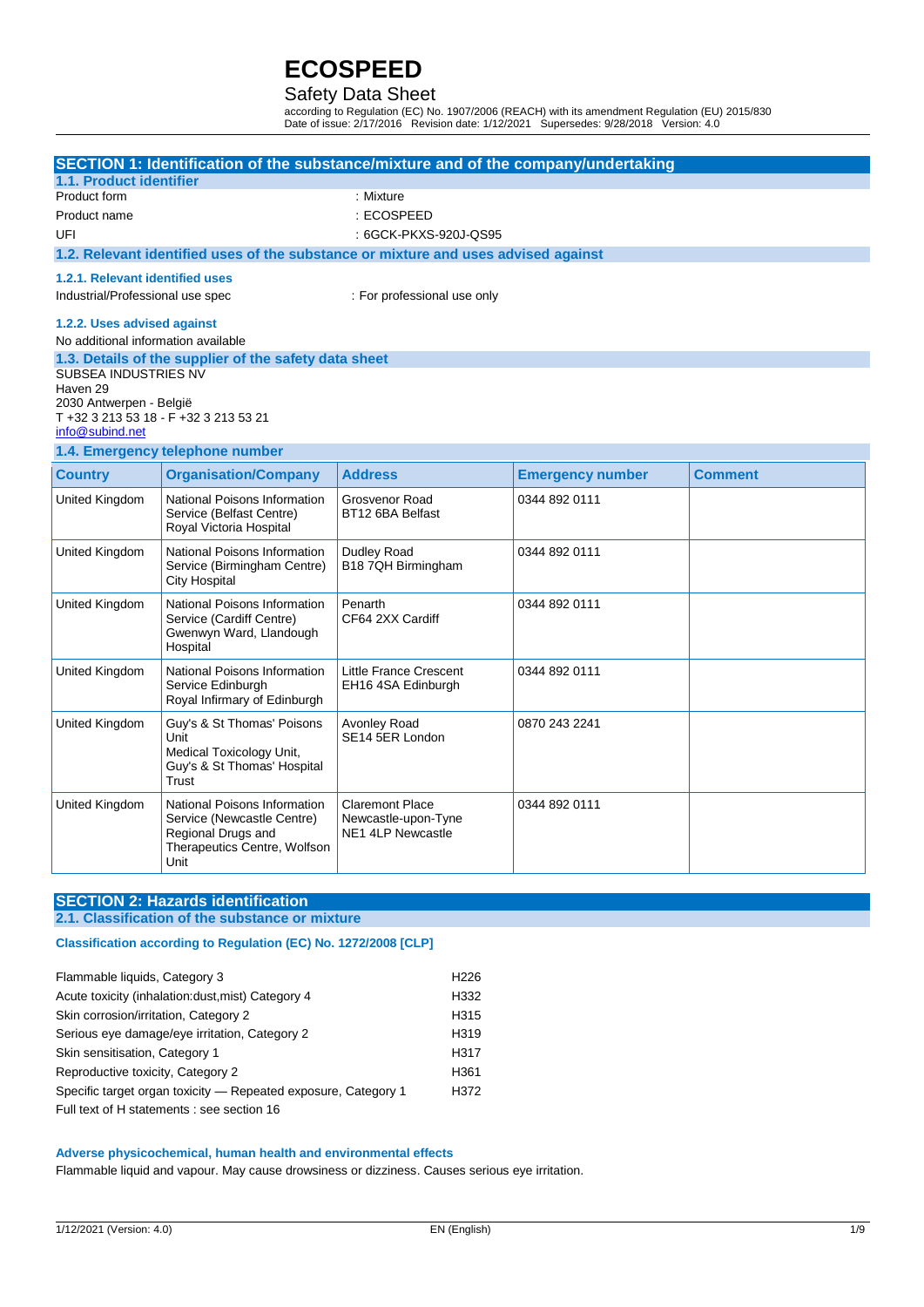# ECOSPEED

## Safety Data Sheet

according to Regulation (EC) No. 1907/2006 (REACH) with its amendment Regulation (EU) 2015/830
Date of issue: 2/17/2016 Revision date: 1/12/2021 Supersedes: 9/28/2018 Version: 4.0

## SECTION 1: Identification of the substance/mixture and of the company/undertaking

### 1.1. Product identifier

Product form : Mixture

Product name : ECOSPEED

UFI : 6GCK-PKXS-920J-QS95

### 1.2. Relevant identified uses of the substance or mixture and uses advised against

#### 1.2.1. Relevant identified uses

Industrial/Professional use spec : For professional use only

#### 1.2.2. Uses advised against

No additional information available

### 1.3. Details of the supplier of the safety data sheet

SUBSEA INDUSTRIES NV
Haven 29
2030 Antwerpen - België
T +32 3 213 53 18 - F +32 3 213 53 21
info@subind.net

### 1.4. Emergency telephone number

| Country | Organisation/Company | Address | Emergency number | Comment |
|---|---|---|---|---|
| United Kingdom | National Poisons Information Service (Belfast Centre) Royal Victoria Hospital | Grosvenor Road BT12 6BA Belfast | 0344 892 0111 | |
| United Kingdom | National Poisons Information Service (Birmingham Centre) City Hospital | Dudley Road B18 7QH Birmingham | 0344 892 0111 | |
| United Kingdom | National Poisons Information Service (Cardiff Centre) Gwenwyn Ward, Llandough Hospital | Penarth CF64 2XX Cardiff | 0344 892 0111 | |
| United Kingdom | National Poisons Information Service Edinburgh Royal Infirmary of Edinburgh | Little France Crescent EH16 4SA Edinburgh | 0344 892 0111 | |
| United Kingdom | Guy's & St Thomas' Poisons Unit Medical Toxicology Unit, Guy's & St Thomas' Hospital Trust | Avonley Road SE14 5ER London | 0870 243 2241 | |
| United Kingdom | National Poisons Information Service (Newcastle Centre) Regional Drugs and Therapeutics Centre, Wolfson Unit | Claremont Place Newcastle-upon-Tyne NE1 4LP Newcastle | 0344 892 0111 | |

## SECTION 2: Hazards identification

### 2.1. Classification of the substance or mixture

#### Classification according to Regulation (EC) No. 1272/2008 [CLP]

| | |
|---|---|
| Flammable liquids, Category 3 | H226 |
| Acute toxicity (inhalation:dust,mist) Category 4 | H332 |
| Skin corrosion/irritation, Category 2 | H315 |
| Serious eye damage/eye irritation, Category 2 | H319 |
| Skin sensitisation, Category 1 | H317 |
| Reproductive toxicity, Category 2 | H361 |
| Specific target organ toxicity — Repeated exposure, Category 1 | H372 |

Full text of H statements : see section 16

#### Adverse physicochemical, human health and environmental effects

Flammable liquid and vapour. May cause drowsiness or dizziness. Causes serious eye irritation.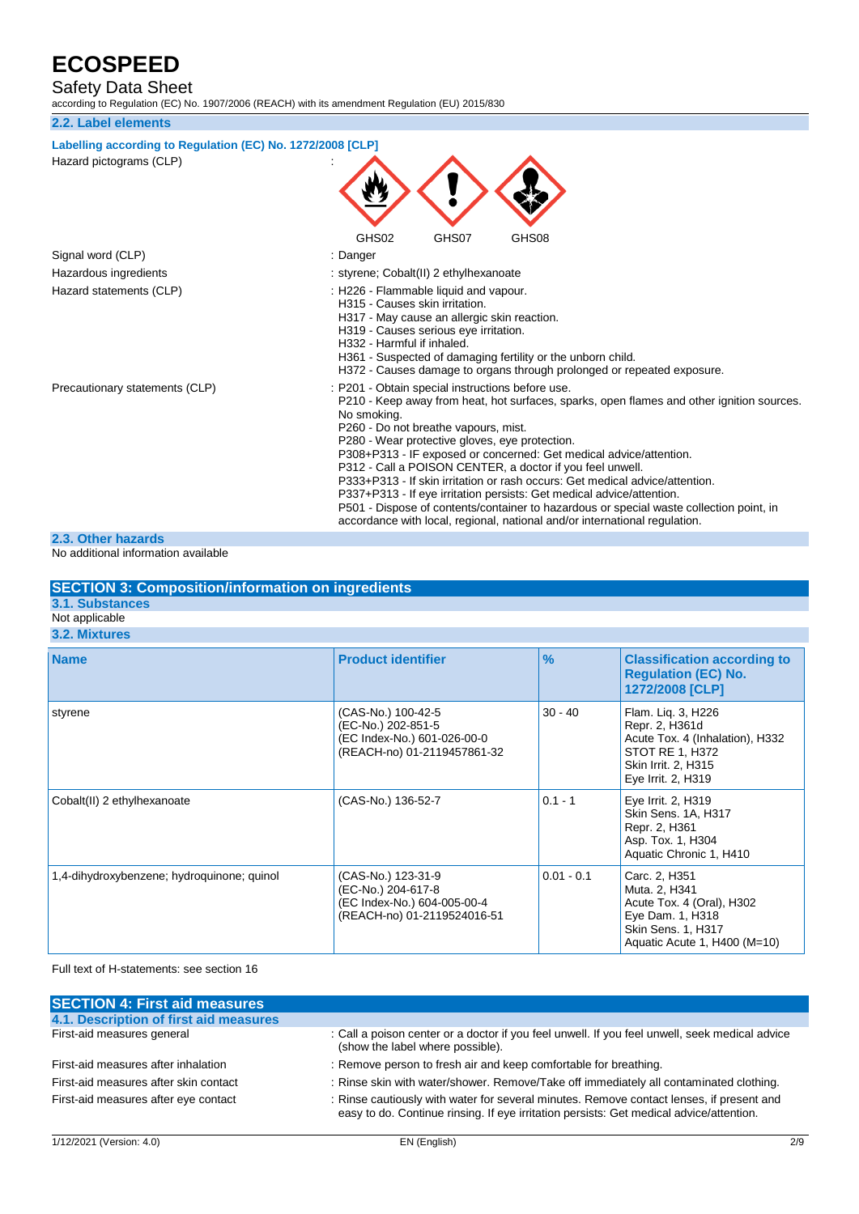## 2.2. Label elements

**Labelling according to Regulation (EC) No. 1272/2008 [CLP]**

| | |
|---|---|
| Hazard pictograms (CLP) | : GHS02 GHS07 GHS08 |
| Signal word (CLP) | : Danger |
| Hazardous ingredients | : styrene; Cobalt(II) 2 ethylhexanoate |
| Hazard statements (CLP) | : H226 - Flammable liquid and vapour.<br>H315 - Causes skin irritation.<br>H317 - May cause an allergic skin reaction.<br>H319 - Causes serious eye irritation.<br>H332 - Harmful if inhaled.<br>H361 - Suspected of damaging fertility or the unborn child.<br>H372 - Causes damage to organs through prolonged or repeated exposure. |
| Precautionary statements (CLP) | : P201 - Obtain special instructions before use.<br>P210 - Keep away from heat, hot surfaces, sparks, open flames and other ignition sources. No smoking.<br>P260 - Do not breathe vapours, mist.<br>P280 - Wear protective gloves, eye protection.<br>P308+P313 - IF exposed or concerned: Get medical advice/attention.<br>P312 - Call a POISON CENTER, a doctor if you feel unwell.<br>P333+P313 - If skin irritation or rash occurs: Get medical advice/attention.<br>P337+P313 - If eye irritation persists: Get medical advice/attention.<br>P501 - Dispose of contents/container to hazardous or special waste collection point, in accordance with local, regional, national and/or international regulation. |

## 2.3. Other hazards

No additional information available

# SECTION 3: Composition/information on ingredients

## 3.1. Substances

Not applicable

## 3.2. Mixtures

| Name | Product identifier | % | Classification according to Regulation (EC) No. 1272/2008 [CLP] |
|---|---|---|---|
| styrene | (CAS-No.) 100-42-5<br>(EC-No.) 202-851-5<br>(EC Index-No.) 601-026-00-0<br>(REACH-no) 01-2119457861-32 | 30 - 40 | Flam. Liq. 3, H226<br>Repr. 2, H361d<br>Acute Tox. 4 (Inhalation), H332<br>STOT RE 1, H372<br>Skin Irrit. 2, H315<br>Eye Irrit. 2, H319 |
| Cobalt(II) 2 ethylhexanoate | (CAS-No.) 136-52-7 | 0.1 - 1 | Eye Irrit. 2, H319<br>Skin Sens. 1A, H317<br>Repr. 2, H361<br>Asp. Tox. 1, H304<br>Aquatic Chronic 1, H410 |
| 1,4-dihydroxybenzene; hydroquinone; quinol | (CAS-No.) 123-31-9<br>(EC-No.) 204-617-8<br>(EC Index-No.) 604-005-00-4<br>(REACH-no) 01-2119524016-51 | 0.01 - 0.1 | Carc. 2, H351<br>Muta. 2, H341<br>Acute Tox. 4 (Oral), H302<br>Eye Dam. 1, H318<br>Skin Sens. 1, H317<br>Aquatic Acute 1, H400 (M=10) |

Full text of H-statements: see section 16

# SECTION 4: First aid measures

## 4.1. Description of first aid measures

| | |
|---|---|
| First-aid measures general | : Call a poison center or a doctor if you feel unwell. If you feel unwell, seek medical advice (show the label where possible). |
| First-aid measures after inhalation | : Remove person to fresh air and keep comfortable for breathing. |
| First-aid measures after skin contact | : Rinse skin with water/shower. Remove/Take off immediately all contaminated clothing. |
| First-aid measures after eye contact | : Rinse cautiously with water for several minutes. Remove contact lenses, if present and easy to do. Continue rinsing. If eye irritation persists: Get medical advice/attention. |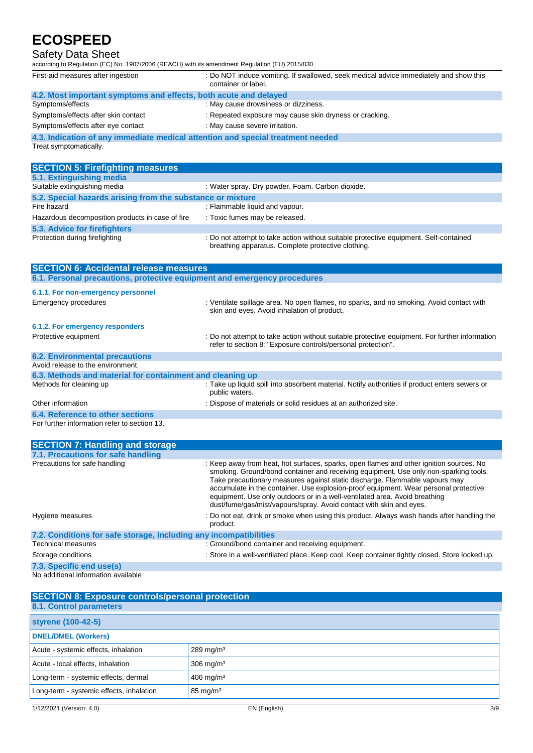| | |
|---|---|
| First-aid measures after ingestion | : Do NOT induce vomiting. If swallowed, seek medical advice immediately and show this container or label. |

### 4.2. Most important symptoms and effects, both acute and delayed

| | |
|---|---|
| Symptoms/effects | : May cause drowsiness or dizziness. |
| Symptoms/effects after skin contact | : Repeated exposure may cause skin dryness or cracking. |
| Symptoms/effects after eye contact | : May cause severe irritation. |

### 4.3. Indication of any immediate medical attention and special treatment needed

Treat symptomatically.

## SECTION 5: Firefighting measures

### 5.1. Extinguishing media

| | |
|---|---|
| Suitable extinguishing media | : Water spray. Dry powder. Foam. Carbon dioxide. |

### 5.2. Special hazards arising from the substance or mixture

| | |
|---|---|
| Fire hazard | : Flammable liquid and vapour. |
| Hazardous decomposition products in case of fire | : Toxic fumes may be released. |

### 5.3. Advice for firefighters

| | |
|---|---|
| Protection during firefighting | : Do not attempt to take action without suitable protective equipment. Self-contained breathing apparatus. Complete protective clothing. |

## SECTION 6: Accidental release measures

### 6.1. Personal precautions, protective equipment and emergency procedures

#### 6.1.1. For non-emergency personnel

| | |
|---|---|
| Emergency procedures | : Ventilate spillage area. No open flames, no sparks, and no smoking. Avoid contact with skin and eyes. Avoid inhalation of product. |

#### 6.1.2. For emergency responders

| | |
|---|---|
| Protective equipment | : Do not attempt to take action without suitable protective equipment. For further information refer to section 8: "Exposure controls/personal protection". |

### 6.2. Environmental precautions

Avoid release to the environment.

### 6.3. Methods and material for containment and cleaning up

| | |
|---|---|
| Methods for cleaning up | : Take up liquid spill into absorbent material. Notify authorities if product enters sewers or public waters. |
| Other information | : Dispose of materials or solid residues at an authorized site. |

### 6.4. Reference to other sections

For further information refer to section 13.

## SECTION 7: Handling and storage

### 7.1. Precautions for safe handling

| | |
|---|---|
| Precautions for safe handling | : Keep away from heat, hot surfaces, sparks, open flames and other ignition sources. No smoking. Ground/bond container and receiving equipment. Use only non-sparking tools. Take precautionary measures against static discharge. Flammable vapours may accumulate in the container. Use explosion-proof equipment. Wear personal protective equipment. Use only outdoors or in a well-ventilated area. Avoid breathing dust/fume/gas/mist/vapours/spray. Avoid contact with skin and eyes. |
| Hygiene measures | : Do not eat, drink or smoke when using this product. Always wash hands after handling the product. |

### 7.2. Conditions for safe storage, including any incompatibilities

| | |
|---|---|
| Technical measures | : Ground/bond container and receiving equipment. |
| Storage conditions | : Store in a well-ventilated place. Keep cool. Keep container tightly closed. Store locked up. |

### 7.3. Specific end use(s)

No additional information available

## SECTION 8: Exposure controls/personal protection

### 8.1. Control parameters

| styrene (100-42-5) | |
|---|---|
| **DNEL/DMEL (Workers)** | |
| Acute - systemic effects, inhalation | 289 mg/m³ |
| Acute - local effects, inhalation | 306 mg/m³ |
| Long-term - systemic effects, dermal | 406 mg/m³ |
| Long-term - systemic effects, inhalation | 85 mg/m³ |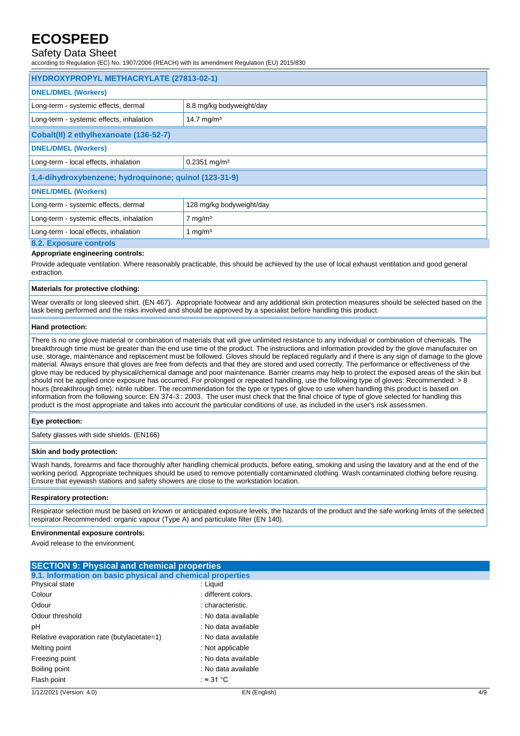| HYDROXYPROPYL METHACRYLATE (27813-02-1) | |
|---|---|
| **DNEL/DMEL (Workers)** | |
| Long-term - systemic effects, dermal | 8.8 mg/kg bodyweight/day |
| Long-term - systemic effects, inhalation | 14.7 mg/m³ |

| Cobalt(II) 2 ethylhexanoate (136-52-7) | |
|---|---|
| **DNEL/DMEL (Workers)** | |
| Long-term - local effects, inhalation | 0.2351 mg/m³ |

| 1,4-dihydroxybenzene; hydroquinone; quinol (123-31-9) | |
|---|---|
| **DNEL/DMEL (Workers)** | |
| Long-term - systemic effects, dermal | 128 mg/kg bodyweight/day |
| Long-term - systemic effects, inhalation | 7 mg/m³ |
| Long-term - local effects, inhalation | 1 mg/m³ |

### 8.2. Exposure controls

**Appropriate engineering controls:**

Provide adequate ventilation. Where reasonably practicable, this should be achieved by the use of local exhaust ventilation and good general extraction.

**Materials for protective clothing:**

Wear overalls or long sleeved shirt. (EN 467). Appropriate footwear and any additional skin protection measures should be selected based on the task being performed and the risks involved and should be approved by a specialist before handling this product.

**Hand protection:**

There is no one glove material or combination of materials that will give unlimited resistance to any individual or combination of chemicals. The breakthrough time must be greater than the end use time of the product. The instructions and information provided by the glove manufacturer on use, storage, maintenance and replacement must be followed. Gloves should be replaced regularly and if there is any sign of damage to the glove material. Always ensure that gloves are free from defects and that they are stored and used correctly. The performance or effectiveness of the glove may be reduced by physical/chemical damage and poor maintenance. Barrier creams may help to protect the exposed areas of the skin but should not be applied once exposure has occurred. For prolonged or repeated handling, use the following type of gloves: Recommended: > 8 hours (breakthrough time): nitrile rubber. The recommendation for the type or types of glove to use when handling this product is based on information from the following source: EN 374-3 : 2003. The user must check that the final choice of type of glove selected for handling this product is the most appropriate and takes into account the particular conditions of use, as included in the user's risk assessmen.

**Eye protection:**

Safety glasses with side shields. (EN166)

**Skin and body protection:**

Wash hands, forearms and face thoroughly after handling chemical products, before eating, smoking and using the lavatory and at the end of the working period. Appropriate techniques should be used to remove potentially contaminated clothing. Wash contaminated clothing before reusing. Ensure that eyewash stations and safety showers are close to the workstation location.

**Respiratory protection:**

Respirator selection must be based on known or anticipated exposure levels, the hazards of the product and the safe working limits of the selected respirator.Recommended: organic vapour (Type A) and particulate filter (EN 140).

**Environmental exposure controls:**

Avoid release to the environment.

## SECTION 9: Physical and chemical properties

### 9.1. Information on basic physical and chemical properties

| | |
|---|---|
| Physical state | : Liquid |
| Colour | : different colors. |
| Odour | : characteristic. |
| Odour threshold | : No data available |
| pH | : No data available |
| Relative evaporation rate (butylacetate=1) | : No data available |
| Melting point | : Not applicable |
| Freezing point | : No data available |
| Boiling point | : No data available |
| Flash point | : ≈ 31 °C |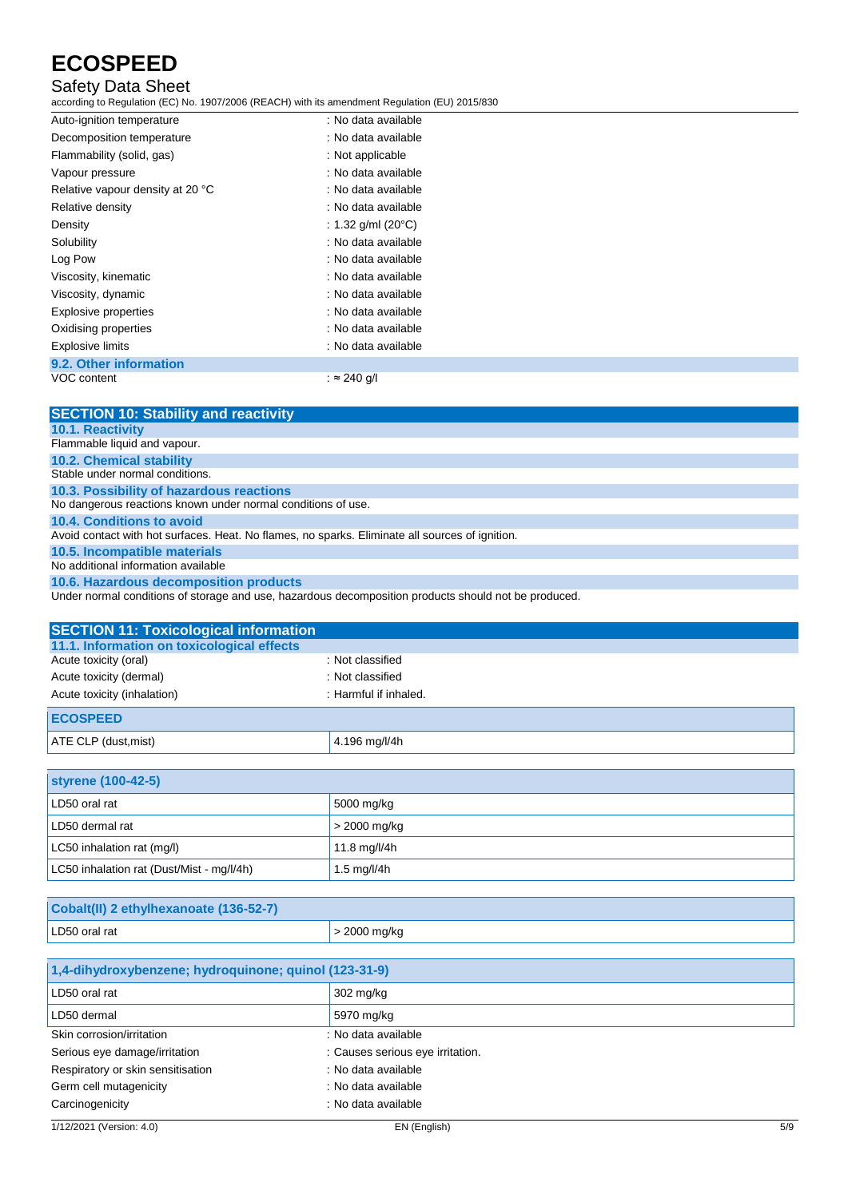| | |
|---|---|
| Auto-ignition temperature | : No data available |
| Decomposition temperature | : No data available |
| Flammability (solid, gas) | : Not applicable |
| Vapour pressure | : No data available |
| Relative vapour density at 20 °C | : No data available |
| Relative density | : No data available |
| Density | : 1.32 g/ml (20°C) |
| Solubility | : No data available |
| Log Pow | : No data available |
| Viscosity, kinematic | : No data available |
| Viscosity, dynamic | : No data available |
| Explosive properties | : No data available |
| Oxidising properties | : No data available |
| Explosive limits | : No data available |

### 9.2. Other information

| | |
|---|---|
| VOC content | : ≈ 240 g/l |

## SECTION 10: Stability and reactivity

### 10.1. Reactivity

Flammable liquid and vapour.

### 10.2. Chemical stability

Stable under normal conditions.

### 10.3. Possibility of hazardous reactions

No dangerous reactions known under normal conditions of use.

### 10.4. Conditions to avoid

Avoid contact with hot surfaces. Heat. No flames, no sparks. Eliminate all sources of ignition.

### 10.5. Incompatible materials

No additional information available

### 10.6. Hazardous decomposition products

Under normal conditions of storage and use, hazardous decomposition products should not be produced.

## SECTION 11: Toxicological information

### 11.1. Information on toxicological effects

| | |
|---|---|
| Acute toxicity (oral) | : Not classified |
| Acute toxicity (dermal) | : Not classified |
| Acute toxicity (inhalation) | : Harmful if inhaled. |

| ECOSPEED | |
|---|---|
| ATE CLP (dust,mist) | 4.196 mg/l/4h |

| styrene (100-42-5) | |
|---|---|
| LD50 oral rat | 5000 mg/kg |
| LD50 dermal rat | > 2000 mg/kg |
| LC50 inhalation rat (mg/l) | 11.8 mg/l/4h |
| LC50 inhalation rat (Dust/Mist - mg/l/4h) | 1.5 mg/l/4h |

| Cobalt(II) 2 ethylhexanoate (136-52-7) | |
|---|---|
| LD50 oral rat | > 2000 mg/kg |

| 1,4-dihydroxybenzene; hydroquinone; quinol (123-31-9) | |
|---|---|
| LD50 oral rat | 302 mg/kg |
| LD50 dermal | 5970 mg/kg |

| | |
|---|---|
| Skin corrosion/irritation | : No data available |
| Serious eye damage/irritation | : Causes serious eye irritation. |
| Respiratory or skin sensitisation | : No data available |
| Germ cell mutagenicity | : No data available |
| Carcinogenicity | : No data available |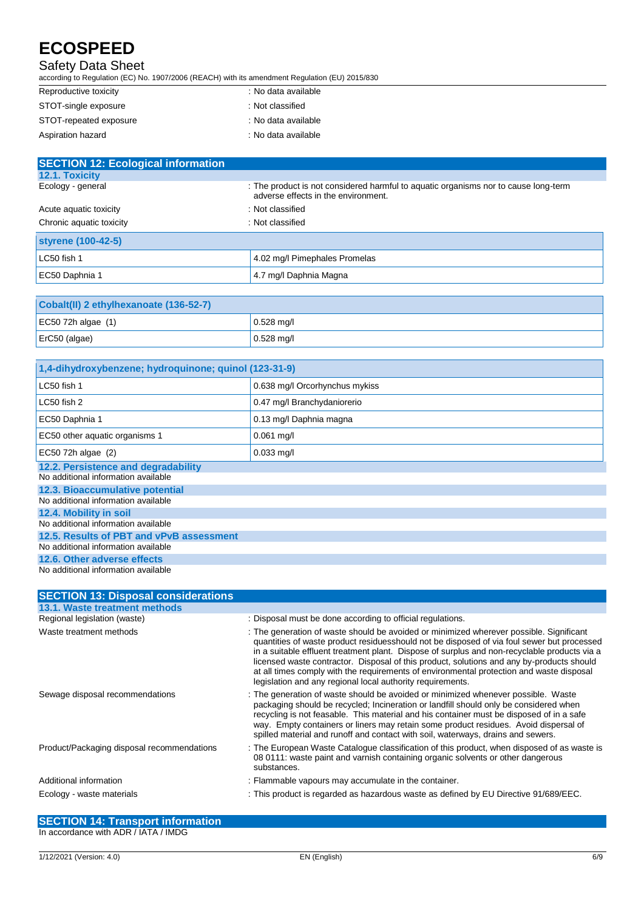| | |
|---|---|
| Reproductive toxicity | : No data available |
| STOT-single exposure | : Not classified |
| STOT-repeated exposure | : No data available |
| Aspiration hazard | : No data available |

## SECTION 12: Ecological information

### 12.1. Toxicity

| | |
|---|---|
| Ecology - general | : The product is not considered harmful to aquatic organisms nor to cause long-term adverse effects in the environment. |
| Acute aquatic toxicity | : Not classified |
| Chronic aquatic toxicity | : Not classified |

| styrene (100-42-5) | |
|---|---|
| LC50 fish 1 | 4.02 mg/l Pimephales Promelas |
| EC50 Daphnia 1 | 4.7 mg/l Daphnia Magna |

| Cobalt(II) 2 ethylhexanoate (136-52-7) | |
|---|---|
| EC50 72h algae (1) | 0.528 mg/l |
| ErC50 (algae) | 0.528 mg/l |

| 1,4-dihydroxybenzene; hydroquinone; quinol (123-31-9) | |
|---|---|
| LC50 fish 1 | 0.638 mg/l Orcorhynchus mykiss |
| LC50 fish 2 | 0.47 mg/l Branchydaniorerio |
| EC50 Daphnia 1 | 0.13 mg/l Daphnia magna |
| EC50 other aquatic organisms 1 | 0.061 mg/l |
| EC50 72h algae (2) | 0.033 mg/l |

### 12.2. Persistence and degradability

No additional information available

### 12.3. Bioaccumulative potential

No additional information available

### 12.4. Mobility in soil

No additional information available

### 12.5. Results of PBT and vPvB assessment

No additional information available

### 12.6. Other adverse effects

No additional information available

## SECTION 13: Disposal considerations

### 13.1. Waste treatment methods

| | |
|---|---|
| Regional legislation (waste) | : Disposal must be done according to official regulations. |
| Waste treatment methods | : The generation of waste should be avoided or minimized wherever possible. Significant quantities of waste product residuesshould not be disposed of via foul sewer but processed in a suitable effluent treatment plant. Dispose of surplus and non-recyclable products via a licensed waste contractor. Disposal of this product, solutions and any by-products should at all times comply with the requirements of environmental protection and waste disposal legislation and any regional local authority requirements. |
| Sewage disposal recommendations | : The generation of waste should be avoided or minimized whenever possible. Waste packaging should be recycled; Incineration or landfill should only be considered when recycling is not feasable. This material and his container must be disposed of in a safe way. Empty containers or liners may retain some product residues. Avoid dispersal of spilled material and runoff and contact with soil, waterways, drains and sewers. |
| Product/Packaging disposal recommendations | : The European Waste Catalogue classification of this product, when disposed of as waste is 08 0111: waste paint and varnish containing organic solvents or other dangerous substances. |
| Additional information | : Flammable vapours may accumulate in the container. |
| Ecology - waste materials | : This product is regarded as hazardous waste as defined by EU Directive 91/689/EEC. |

## SECTION 14: Transport information

In accordance with ADR / IATA / IMDG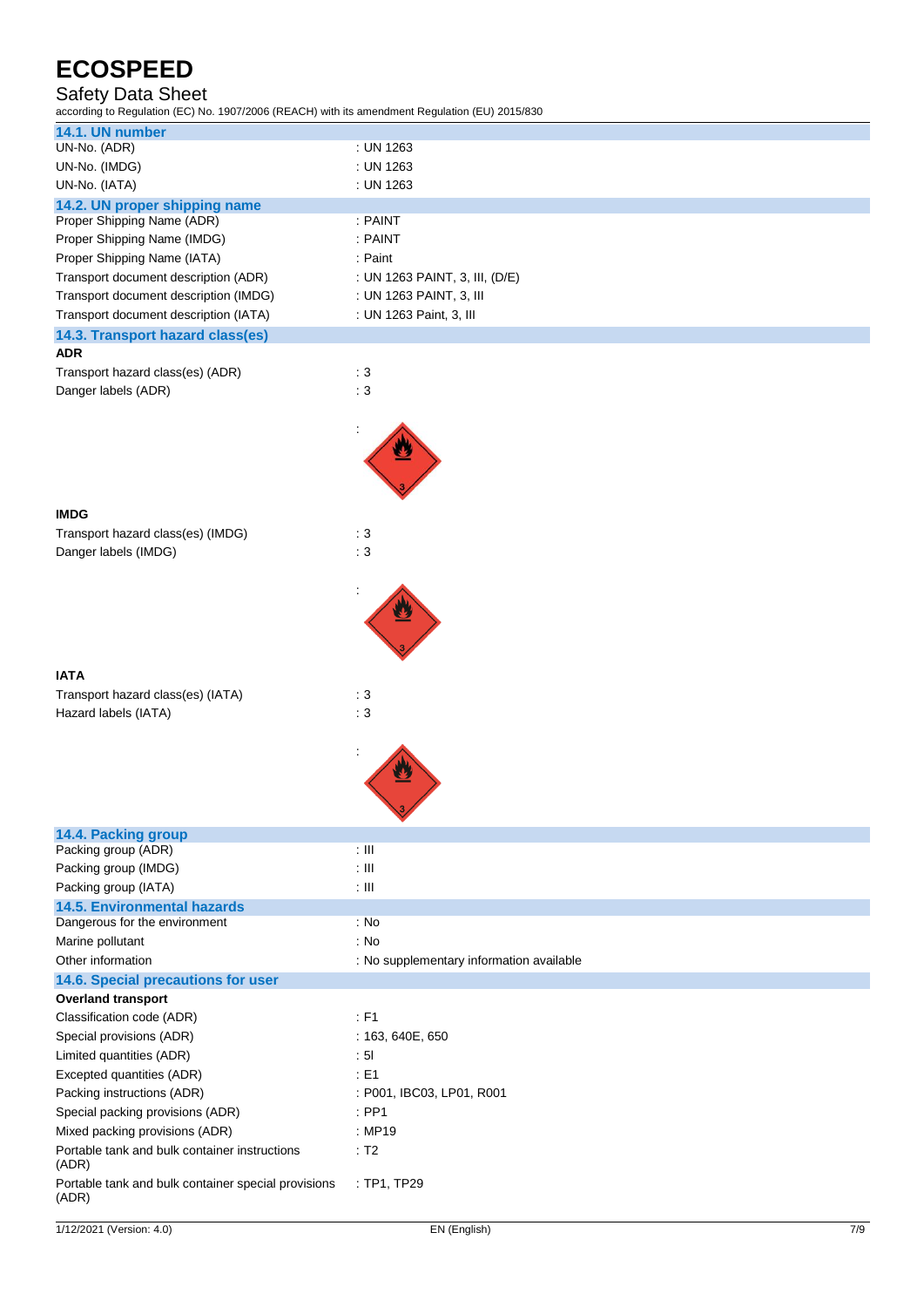# ECOSPEED

## Safety Data Sheet

according to Regulation (EC) No. 1907/2006 (REACH) with its amendment Regulation (EU) 2015/830

### 14.1. UN number

| | |
|---|---|
| UN-No. (ADR) | : UN 1263 |
| UN-No. (IMDG) | : UN 1263 |
| UN-No. (IATA) | : UN 1263 |

### 14.2. UN proper shipping name

| | |
|---|---|
| Proper Shipping Name (ADR) | : PAINT |
| Proper Shipping Name (IMDG) | : PAINT |
| Proper Shipping Name (IATA) | : Paint |
| Transport document description (ADR) | : UN 1263 PAINT, 3, III, (D/E) |
| Transport document description (IMDG) | : UN 1263 PAINT, 3, III |
| Transport document description (IATA) | : UN 1263 Paint, 3, III |

### 14.3. Transport hazard class(es)

**ADR**

| | |
|---|---|
| Transport hazard class(es) (ADR) | : 3 |
| Danger labels (ADR) | : 3 |
| | : |

**IMDG**

| | |
|---|---|
| Transport hazard class(es) (IMDG) | : 3 |
| Danger labels (IMDG) | : 3 |
| | : |

**IATA**

| | |
|---|---|
| Transport hazard class(es) (IATA) | : 3 |
| Hazard labels (IATA) | : 3 |
| | : |

### 14.4. Packing group

| | |
|---|---|
| Packing group (ADR) | : III |
| Packing group (IMDG) | : III |
| Packing group (IATA) | : III |

### 14.5. Environmental hazards

| | |
|---|---|
| Dangerous for the environment | : No |
| Marine pollutant | : No |
| Other information | : No supplementary information available |

### 14.6. Special precautions for user

**Overland transport**

| | |
|---|---|
| Classification code (ADR) | : F1 |
| Special provisions (ADR) | : 163, 640E, 650 |
| Limited quantities (ADR) | : 5l |
| Excepted quantities (ADR) | : E1 |
| Packing instructions (ADR) | : P001, IBC03, LP01, R001 |
| Special packing provisions (ADR) | : PP1 |
| Mixed packing provisions (ADR) | : MP19 |
| Portable tank and bulk container instructions (ADR) | : T2 |
| Portable tank and bulk container special provisions (ADR) | : TP1, TP29 |

1/12/2021 (Version: 4.0) EN (English)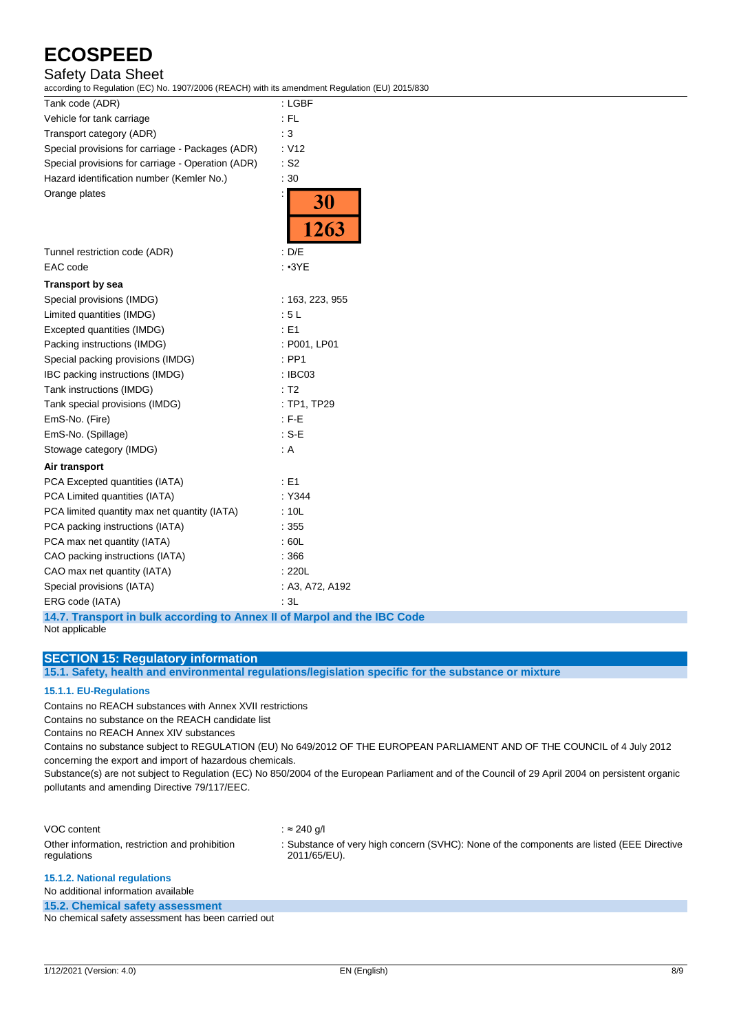| | |
|---|---|
| Tank code (ADR) | : LGBF |
| Vehicle for tank carriage | : FL |
| Transport category (ADR) | : 3 |
| Special provisions for carriage - Packages (ADR) | : V12 |
| Special provisions for carriage - Operation (ADR) | : S2 |
| Hazard identification number (Kemler No.) | : 30 |
| Orange plates | : 30 / 1263 |
| Tunnel restriction code (ADR) | : D/E |
| EAC code | : •3YE |

**Transport by sea**

| | |
|---|---|
| Special provisions (IMDG) | : 163, 223, 955 |
| Limited quantities (IMDG) | : 5 L |
| Excepted quantities (IMDG) | : E1 |
| Packing instructions (IMDG) | : P001, LP01 |
| Special packing provisions (IMDG) | : PP1 |
| IBC packing instructions (IMDG) | : IBC03 |
| Tank instructions (IMDG) | : T2 |
| Tank special provisions (IMDG) | : TP1, TP29 |
| EmS-No. (Fire) | : F-E |
| EmS-No. (Spillage) | : S-E |
| Stowage category (IMDG) | : A |

**Air transport**

| | |
|---|---|
| PCA Excepted quantities (IATA) | : E1 |
| PCA Limited quantities (IATA) | : Y344 |
| PCA limited quantity max net quantity (IATA) | : 10L |
| PCA packing instructions (IATA) | : 355 |
| PCA max net quantity (IATA) | : 60L |
| CAO packing instructions (IATA) | : 366 |
| CAO max net quantity (IATA) | : 220L |
| Special provisions (IATA) | : A3, A72, A192 |
| ERG code (IATA) | : 3L |

### 14.7. Transport in bulk according to Annex II of Marpol and the IBC Code

Not applicable

## SECTION 15: Regulatory information

### 15.1. Safety, health and environmental regulations/legislation specific for the substance or mixture

#### 15.1.1. EU-Regulations

Contains no REACH substances with Annex XVII restrictions

Contains no substance on the REACH candidate list

Contains no REACH Annex XIV substances

Contains no substance subject to REGULATION (EU) No 649/2012 OF THE EUROPEAN PARLIAMENT AND OF THE COUNCIL of 4 July 2012 concerning the export and import of hazardous chemicals.

Substance(s) are not subject to Regulation (EC) No 850/2004 of the European Parliament and of the Council of 29 April 2004 on persistent organic pollutants and amending Directive 79/117/EEC.

| | |
|---|---|
| VOC content | : ≈ 240 g/l |
| Other information, restriction and prohibition regulations | : Substance of very high concern (SVHC): None of the components are listed (EEE Directive 2011/65/EU). |

#### 15.1.2. National regulations

No additional information available

### 15.2. Chemical safety assessment

No chemical safety assessment has been carried out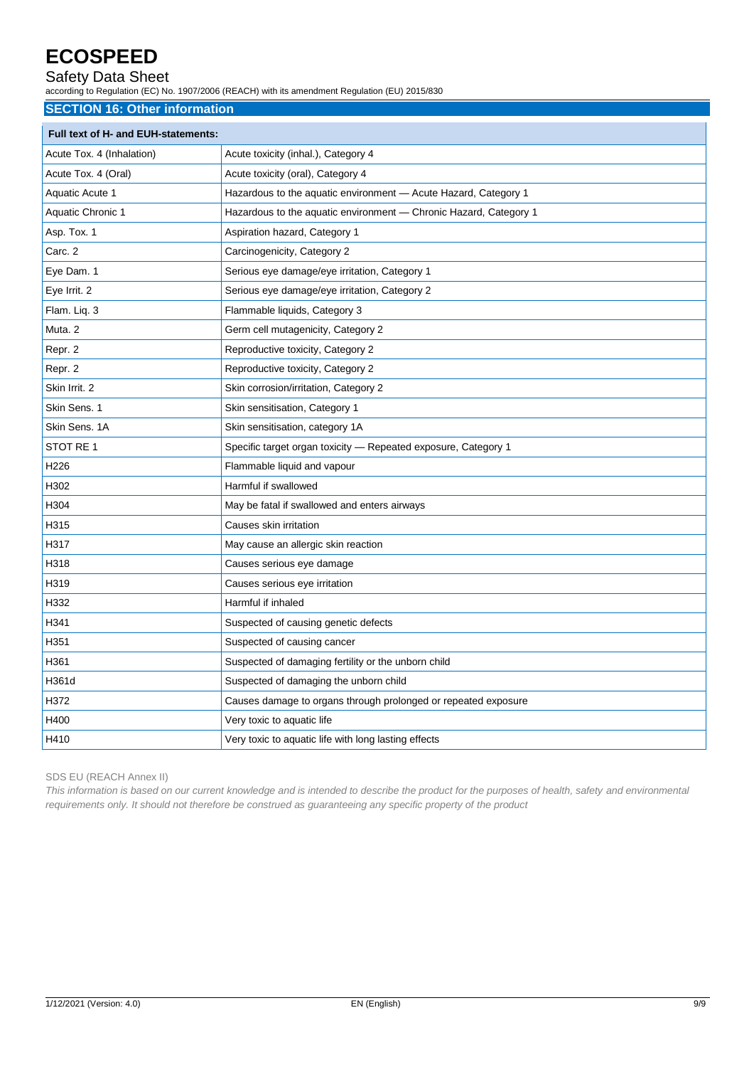## SECTION 16: Other information

| Full text of H- and EUH-statements: | |
|---|---|
| Acute Tox. 4 (Inhalation) | Acute toxicity (inhal.), Category 4 |
| Acute Tox. 4 (Oral) | Acute toxicity (oral), Category 4 |
| Aquatic Acute 1 | Hazardous to the aquatic environment — Acute Hazard, Category 1 |
| Aquatic Chronic 1 | Hazardous to the aquatic environment — Chronic Hazard, Category 1 |
| Asp. Tox. 1 | Aspiration hazard, Category 1 |
| Carc. 2 | Carcinogenicity, Category 2 |
| Eye Dam. 1 | Serious eye damage/eye irritation, Category 1 |
| Eye Irrit. 2 | Serious eye damage/eye irritation, Category 2 |
| Flam. Liq. 3 | Flammable liquids, Category 3 |
| Muta. 2 | Germ cell mutagenicity, Category 2 |
| Repr. 2 | Reproductive toxicity, Category 2 |
| Repr. 2 | Reproductive toxicity, Category 2 |
| Skin Irrit. 2 | Skin corrosion/irritation, Category 2 |
| Skin Sens. 1 | Skin sensitisation, Category 1 |
| Skin Sens. 1A | Skin sensitisation, category 1A |
| STOT RE 1 | Specific target organ toxicity — Repeated exposure, Category 1 |
| H226 | Flammable liquid and vapour |
| H302 | Harmful if swallowed |
| H304 | May be fatal if swallowed and enters airways |
| H315 | Causes skin irritation |
| H317 | May cause an allergic skin reaction |
| H318 | Causes serious eye damage |
| H319 | Causes serious eye irritation |
| H332 | Harmful if inhaled |
| H341 | Suspected of causing genetic defects |
| H351 | Suspected of causing cancer |
| H361 | Suspected of damaging fertility or the unborn child |
| H361d | Suspected of damaging the unborn child |
| H372 | Causes damage to organs through prolonged or repeated exposure |
| H400 | Very toxic to aquatic life |
| H410 | Very toxic to aquatic life with long lasting effects |

SDS EU (REACH Annex II)

*This information is based on our current knowledge and is intended to describe the product for the purposes of health, safety and environmental requirements only. It should not therefore be construed as guaranteeing any specific property of the product*